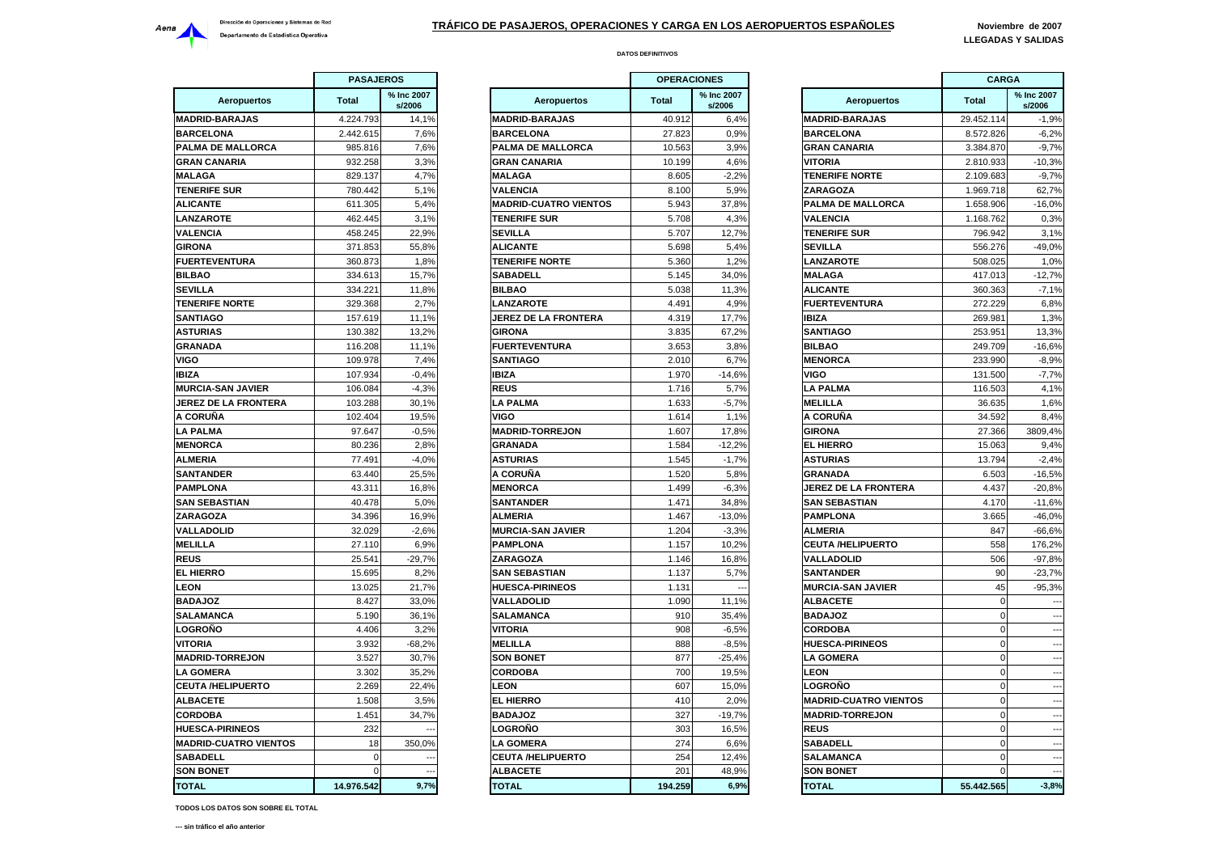Aena Dirección de Operaciones y Sistemas de Red
Departamento de Estadística Operativa

# TRÁFICO DE PASAJEROS, OPERACIONES Y CARGA EN LOS AEROPUERTOS ESPAÑOLES

**Noviembre de 2007**
**LLEGADAS Y SALIDAS**

**DATOS DEFINITIVOS**

| | PASAJEROS | |
|---|---|---|
| **Aeropuertos** | **Total** | **% Inc 2007 s/2006** |
| MADRID-BARAJAS | 4.224.793 | 14,1% |
| BARCELONA | 2.442.615 | 7,6% |
| PALMA DE MALLORCA | 985.816 | 7,6% |
| GRAN CANARIA | 932.258 | 3,3% |
| MALAGA | 829.137 | 4,7% |
| TENERIFE SUR | 780.442 | 5,1% |
| ALICANTE | 611.305 | 5,4% |
| LANZAROTE | 462.445 | 3,1% |
| VALENCIA | 458.245 | 22,9% |
| GIRONA | 371.853 | 55,8% |
| FUERTEVENTURA | 360.873 | 1,8% |
| BILBAO | 334.613 | 15,7% |
| SEVILLA | 334.221 | 11,8% |
| TENERIFE NORTE | 329.368 | 2,7% |
| SANTIAGO | 157.619 | 11,1% |
| ASTURIAS | 130.382 | 13,2% |
| GRANADA | 116.208 | 11,1% |
| VIGO | 109.978 | 7,4% |
| IBIZA | 107.934 | -0,4% |
| MURCIA-SAN JAVIER | 106.084 | -4,3% |
| JEREZ DE LA FRONTERA | 103.288 | 30,1% |
| A CORUÑA | 102.404 | 19,5% |
| LA PALMA | 97.647 | -0,5% |
| MENORCA | 80.236 | 2,8% |
| ALMERIA | 77.491 | -4,0% |
| SANTANDER | 63.440 | 25,5% |
| PAMPLONA | 43.311 | 16,8% |
| SAN SEBASTIAN | 40.478 | 5,0% |
| ZARAGOZA | 34.396 | 16,9% |
| VALLADOLID | 32.029 | -2,6% |
| MELILLA | 27.110 | 6,9% |
| REUS | 25.541 | -29,7% |
| EL HIERRO | 15.695 | 8,2% |
| LEON | 13.025 | 21,7% |
| BADAJOZ | 8.427 | 33,0% |
| SALAMANCA | 5.190 | 36,1% |
| LOGROÑO | 4.406 | 3,2% |
| VITORIA | 3.932 | -68,2% |
| MADRID-TORREJON | 3.527 | 30,7% |
| LA GOMERA | 3.302 | 35,2% |
| CEUTA /HELIPUERTO | 2.269 | 22,4% |
| ALBACETE | 1.508 | 3,5% |
| CORDOBA | 1.451 | 34,7% |
| HUESCA-PIRINEOS | 232 | --- |
| MADRID-CUATRO VIENTOS | 18 | 350,0% |
| SABADELL | 0 | --- |
| SON BONET | 0 | --- |
| **TOTAL** | **14.976.542** | **9,7%** |

| | OPERACIONES | |
|---|---|---|
| **Aeropuertos** | **Total** | **% Inc 2007 s/2006** |
| MADRID-BARAJAS | 40.912 | 6,4% |
| BARCELONA | 27.823 | 0,9% |
| PALMA DE MALLORCA | 10.563 | 3,9% |
| GRAN CANARIA | 10.199 | 4,6% |
| MALAGA | 8.605 | -2,2% |
| VALENCIA | 8.100 | 5,9% |
| MADRID-CUATRO VIENTOS | 5.943 | 37,8% |
| TENERIFE SUR | 5.708 | 4,3% |
| SEVILLA | 5.707 | 12,7% |
| ALICANTE | 5.698 | 5,4% |
| TENERIFE NORTE | 5.360 | 1,2% |
| SABADELL | 5.145 | 34,0% |
| BILBAO | 5.038 | 11,3% |
| LANZAROTE | 4.491 | 4,9% |
| JEREZ DE LA FRONTERA | 4.319 | 17,7% |
| GIRONA | 3.835 | 67,2% |
| FUERTEVENTURA | 3.653 | 3,8% |
| SANTIAGO | 2.010 | 6,7% |
| IBIZA | 1.970 | -14,6% |
| REUS | 1.716 | 5,7% |
| LA PALMA | 1.633 | -5,7% |
| VIGO | 1.614 | 1,1% |
| MADRID-TORREJON | 1.607 | 17,8% |
| GRANADA | 1.584 | -12,2% |
| ASTURIAS | 1.545 | -1,7% |
| A CORUÑA | 1.520 | 5,8% |
| MENORCA | 1.499 | -6,3% |
| SANTANDER | 1.471 | 34,8% |
| ALMERIA | 1.467 | -13,0% |
| MURCIA-SAN JAVIER | 1.204 | -3,3% |
| PAMPLONA | 1.157 | 10,2% |
| ZARAGOZA | 1.146 | 16,8% |
| SAN SEBASTIAN | 1.137 | 5,7% |
| HUESCA-PIRINEOS | 1.131 | --- |
| VALLADOLID | 1.090 | 11,1% |
| SALAMANCA | 910 | 35,4% |
| VITORIA | 908 | -6,5% |
| MELILLA | 888 | -8,5% |
| SON BONET | 877 | -25,4% |
| CORDOBA | 700 | 19,5% |
| LEON | 607 | 15,0% |
| EL HIERRO | 410 | 2,0% |
| BADAJOZ | 327 | -19,7% |
| LOGROÑO | 303 | 16,5% |
| LA GOMERA | 274 | 6,6% |
| CEUTA /HELIPUERTO | 254 | 12,4% |
| ALBACETE | 201 | 48,9% |
| **TOTAL** | **194.259** | **6,9%** |

| | CARGA | |
|---|---|---|
| **Aeropuertos** | **Total** | **% Inc 2007 s/2006** |
| MADRID-BARAJAS | 29.452.114 | -1,9% |
| BARCELONA | 8.572.826 | -6,2% |
| GRAN CANARIA | 3.384.870 | -9,7% |
| VITORIA | 2.810.933 | -10,3% |
| TENERIFE NORTE | 2.109.683 | -9,7% |
| ZARAGOZA | 1.969.718 | 62,7% |
| PALMA DE MALLORCA | 1.658.906 | -16,0% |
| VALENCIA | 1.168.762 | 0,3% |
| TENERIFE SUR | 796.942 | 3,1% |
| SEVILLA | 556.276 | -49,0% |
| LANZAROTE | 508.025 | 1,0% |
| MALAGA | 417.013 | -12,7% |
| ALICANTE | 360.363 | -7,1% |
| FUERTEVENTURA | 272.229 | 6,8% |
| IBIZA | 269.981 | 1,3% |
| SANTIAGO | 253.951 | 13,3% |
| BILBAO | 249.709 | -16,6% |
| MENORCA | 233.990 | -8,9% |
| VIGO | 131.500 | -7,7% |
| LA PALMA | 116.503 | 4,1% |
| MELILLA | 36.635 | 1,6% |
| A CORUÑA | 34.592 | 8,4% |
| GIRONA | 27.366 | 3809,4% |
| EL HIERRO | 15.063 | 9,4% |
| ASTURIAS | 13.794 | -2,4% |
| GRANADA | 6.503 | -16,5% |
| JEREZ DE LA FRONTERA | 4.437 | -20,8% |
| SAN SEBASTIAN | 4.170 | -11,6% |
| PAMPLONA | 3.665 | -46,0% |
| ALMERIA | 847 | -66,6% |
| CEUTA /HELIPUERTO | 558 | 176,2% |
| VALLADOLID | 506 | -97,8% |
| SANTANDER | 90 | -23,7% |
| MURCIA-SAN JAVIER | 45 | -95,3% |
| ALBACETE | 0 | --- |
| BADAJOZ | 0 | --- |
| CORDOBA | 0 | --- |
| HUESCA-PIRINEOS | 0 | --- |
| LA GOMERA | 0 | --- |
| LEON | 0 | --- |
| LOGROÑO | 0 | --- |
| MADRID-CUATRO VIENTOS | 0 | --- |
| MADRID-TORREJON | 0 | --- |
| REUS | 0 | --- |
| SABADELL | 0 | --- |
| SALAMANCA | 0 | --- |
| SON BONET | 0 | --- |
| **TOTAL** | **55.442.565** | **-3,8%** |

**TODOS LOS DATOS SON SOBRE EL TOTAL**

**--- sin tráfico el año anterior**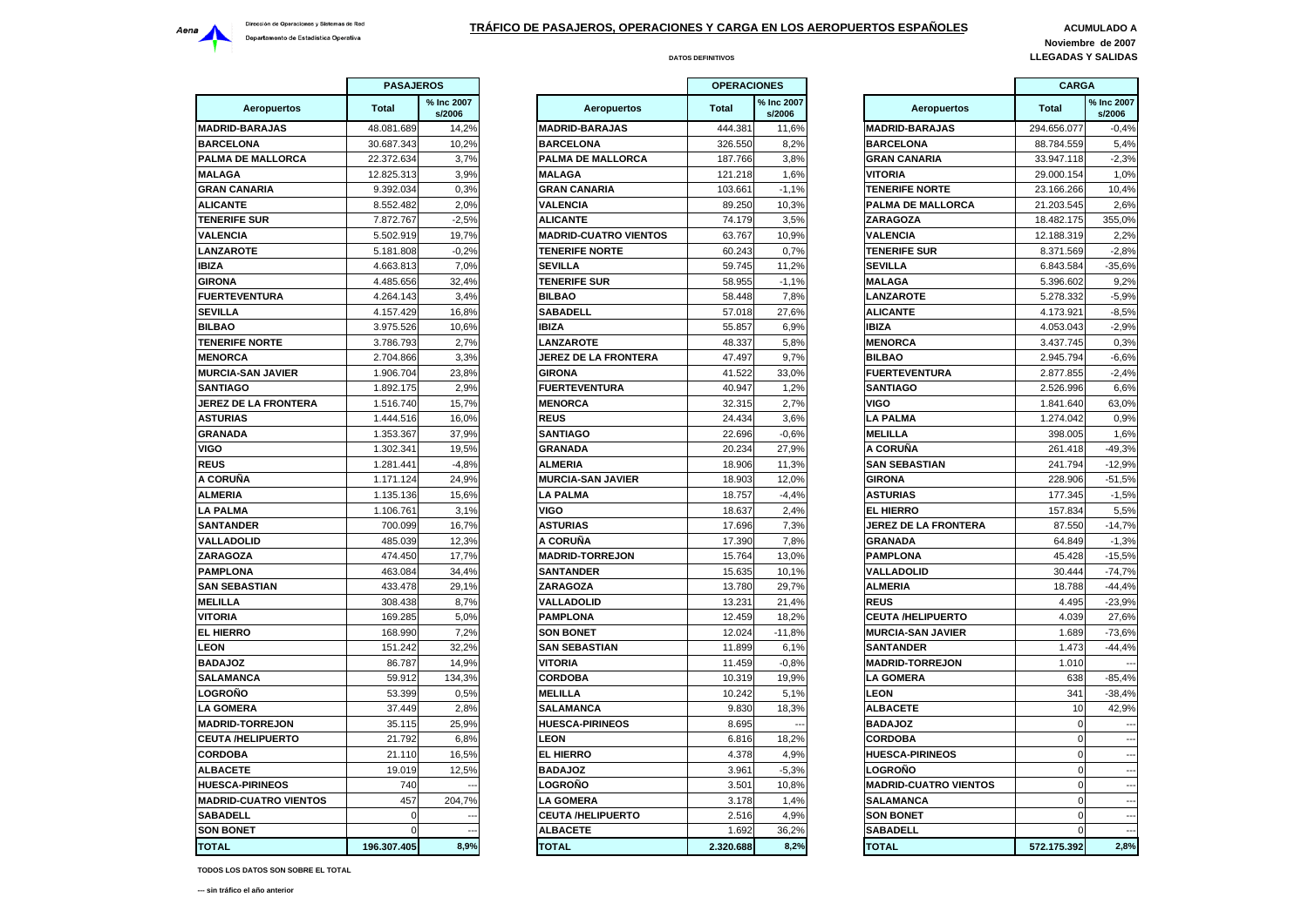Dirección de Operaciones y Sistemas de Red
Departamento de Estadística Operativa

## TRÁFICO DE PASAJEROS, OPERACIONES Y CARGA EN LOS AEROPUERTOS ESPAÑOLES

**ACUMULADO A**
**Noviembre de 2007**
**LLEGADAS Y SALIDAS**

**DATOS DEFINITIVOS**

| | PASAJEROS | |
|---|---|---|
| Aeropuertos | Total | % Inc 2007 s/2006 |
| MADRID-BARAJAS | 48.081.689 | 14,2% |
| BARCELONA | 30.687.343 | 10,2% |
| PALMA DE MALLORCA | 22.372.634 | 3,7% |
| MALAGA | 12.825.313 | 3,9% |
| GRAN CANARIA | 9.392.034 | 0,3% |
| ALICANTE | 8.552.482 | 2,0% |
| TENERIFE SUR | 7.872.767 | -2,5% |
| VALENCIA | 5.502.919 | 19,7% |
| LANZAROTE | 5.181.808 | -0,2% |
| IBIZA | 4.663.813 | 7,0% |
| GIRONA | 4.485.656 | 32,4% |
| FUERTEVENTURA | 4.264.143 | 3,4% |
| SEVILLA | 4.157.429 | 16,8% |
| BILBAO | 3.975.526 | 10,6% |
| TENERIFE NORTE | 3.786.793 | 2,7% |
| MENORCA | 2.704.866 | 3,3% |
| MURCIA-SAN JAVIER | 1.906.704 | 23,8% |
| SANTIAGO | 1.892.175 | 2,9% |
| JEREZ DE LA FRONTERA | 1.516.740 | 15,7% |
| ASTURIAS | 1.444.516 | 16,0% |
| GRANADA | 1.353.367 | 37,9% |
| VIGO | 1.302.341 | 19,5% |
| REUS | 1.281.441 | -4,8% |
| A CORUÑA | 1.171.124 | 24,9% |
| ALMERIA | 1.135.136 | 15,6% |
| LA PALMA | 1.106.761 | 3,1% |
| SANTANDER | 700.099 | 16,7% |
| VALLADOLID | 485.039 | 12,3% |
| ZARAGOZA | 474.450 | 17,7% |
| PAMPLONA | 463.084 | 34,4% |
| SAN SEBASTIAN | 433.478 | 29,1% |
| MELILLA | 308.438 | 8,7% |
| VITORIA | 169.285 | 5,0% |
| EL HIERRO | 168.990 | 7,2% |
| LEON | 151.242 | 32,2% |
| BADAJOZ | 86.787 | 14,9% |
| SALAMANCA | 59.912 | 134,3% |
| LOGROÑO | 53.399 | 0,5% |
| LA GOMERA | 37.449 | 2,8% |
| MADRID-TORREJON | 35.115 | 25,9% |
| CEUTA /HELIPUERTO | 21.792 | 6,8% |
| CORDOBA | 21.110 | 16,5% |
| ALBACETE | 19.019 | 12,5% |
| HUESCA-PIRINEOS | 740 | --- |
| MADRID-CUATRO VIENTOS | 457 | 204,7% |
| SABADELL | 0 | --- |
| SON BONET | 0 | --- |
| **TOTAL** | **196.307.405** | **8,9%** |

| | OPERACIONES | |
|---|---|---|
| Aeropuertos | Total | % Inc 2007 s/2006 |
| MADRID-BARAJAS | 444.381 | 11,6% |
| BARCELONA | 326.550 | 8,2% |
| PALMA DE MALLORCA | 187.766 | 3,8% |
| MALAGA | 121.218 | 1,6% |
| GRAN CANARIA | 103.661 | -1,1% |
| VALENCIA | 89.250 | 10,3% |
| ALICANTE | 74.179 | 3,5% |
| MADRID-CUATRO VIENTOS | 63.767 | 10,9% |
| TENERIFE NORTE | 60.243 | 0,7% |
| SEVILLA | 59.745 | 11,2% |
| TENERIFE SUR | 58.955 | -1,1% |
| BILBAO | 58.448 | 7,8% |
| SABADELL | 57.018 | 27,6% |
| IBIZA | 55.857 | 6,9% |
| LANZAROTE | 48.337 | 5,8% |
| JEREZ DE LA FRONTERA | 47.497 | 9,7% |
| GIRONA | 41.522 | 33,0% |
| FUERTEVENTURA | 40.947 | 1,2% |
| MENORCA | 32.315 | 2,7% |
| REUS | 24.434 | 3,6% |
| SANTIAGO | 22.696 | -0,6% |
| GRANADA | 20.234 | 27,9% |
| ALMERIA | 18.906 | 11,3% |
| MURCIA-SAN JAVIER | 18.903 | 12,0% |
| LA PALMA | 18.757 | -4,4% |
| VIGO | 18.637 | 2,4% |
| ASTURIAS | 17.696 | 7,3% |
| A CORUÑA | 17.390 | 7,8% |
| MADRID-TORREJON | 15.764 | 13,0% |
| SANTANDER | 15.635 | 10,1% |
| ZARAGOZA | 13.780 | 29,7% |
| VALLADOLID | 13.231 | 21,4% |
| PAMPLONA | 12.459 | 18,2% |
| SON BONET | 12.024 | -11,8% |
| SAN SEBASTIAN | 11.899 | 6,1% |
| VITORIA | 11.459 | -0,8% |
| CORDOBA | 10.319 | 19,9% |
| MELILLA | 10.242 | 5,1% |
| SALAMANCA | 9.830 | 18,3% |
| HUESCA-PIRINEOS | 8.695 | --- |
| LEON | 6.816 | 18,2% |
| EL HIERRO | 4.378 | 4,9% |
| BADAJOZ | 3.961 | -5,3% |
| LOGROÑO | 3.501 | 10,8% |
| LA GOMERA | 3.178 | 1,4% |
| CEUTA /HELIPUERTO | 2.516 | 4,9% |
| ALBACETE | 1.692 | 36,2% |
| **TOTAL** | **2.320.688** | **8,2%** |

| | CARGA | |
|---|---|---|
| Aeropuertos | Total | % Inc 2007 s/2006 |
| MADRID-BARAJAS | 294.656.077 | -0,4% |
| BARCELONA | 88.784.559 | 5,4% |
| GRAN CANARIA | 33.947.118 | -2,3% |
| VITORIA | 29.000.154 | 1,0% |
| TENERIFE NORTE | 23.166.266 | 10,4% |
| PALMA DE MALLORCA | 21.203.545 | 2,6% |
| ZARAGOZA | 18.482.175 | 355,0% |
| VALENCIA | 12.188.319 | 2,2% |
| TENERIFE SUR | 8.371.569 | -2,8% |
| SEVILLA | 6.843.584 | -35,6% |
| MALAGA | 5.396.602 | 9,2% |
| LANZAROTE | 5.278.332 | -5,9% |
| ALICANTE | 4.173.921 | -8,5% |
| IBIZA | 4.053.043 | -2,9% |
| MENORCA | 3.437.745 | 0,3% |
| BILBAO | 2.945.794 | -6,6% |
| FUERTEVENTURA | 2.877.855 | -2,4% |
| SANTIAGO | 2.526.996 | 6,6% |
| VIGO | 1.841.640 | 63,0% |
| LA PALMA | 1.274.042 | 0,9% |
| MELILLA | 398.005 | 1,6% |
| A CORUÑA | 261.418 | -49,3% |
| SAN SEBASTIAN | 241.794 | -12,9% |
| GIRONA | 228.906 | -51,5% |
| ASTURIAS | 177.345 | -1,5% |
| EL HIERRO | 157.834 | 5,5% |
| JEREZ DE LA FRONTERA | 87.550 | -14,7% |
| GRANADA | 64.849 | -1,3% |
| PAMPLONA | 45.428 | -15,5% |
| VALLADOLID | 30.444 | -74,7% |
| ALMERIA | 18.788 | -44,4% |
| REUS | 4.495 | -23,9% |
| CEUTA /HELIPUERTO | 4.039 | 27,6% |
| MURCIA-SAN JAVIER | 1.689 | -73,6% |
| SANTANDER | 1.473 | -44,4% |
| MADRID-TORREJON | 1.010 | --- |
| LA GOMERA | 638 | -85,4% |
| LEON | 341 | -38,4% |
| ALBACETE | 10 | 42,9% |
| BADAJOZ | 0 | --- |
| CORDOBA | 0 | --- |
| HUESCA-PIRINEOS | 0 | --- |
| LOGROÑO | 0 | --- |
| MADRID-CUATRO VIENTOS | 0 | --- |
| SALAMANCA | 0 | --- |
| SON BONET | 0 | --- |
| SABADELL | 0 | --- |
| **TOTAL** | **572.175.392** | **2,8%** |

**TODOS LOS DATOS SON SOBRE EL TOTAL**

**--- sin tráfico el año anterior**